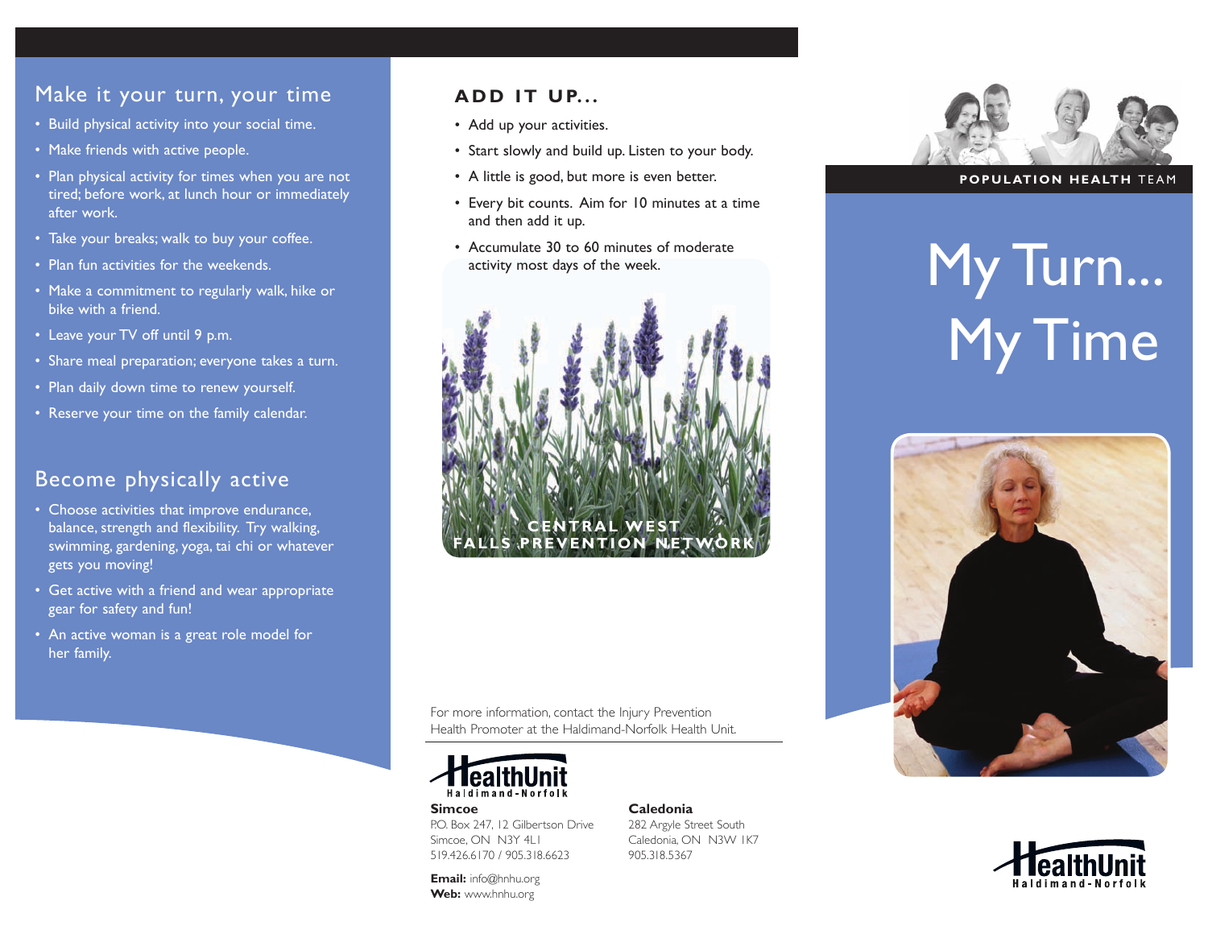## Make it your turn, your time

- Build physical activity into your social time.
- Make friends with active people.
- Plan physical activity for times when you are not tired; before work, at lunch hour or immediately after work.
- Take your breaks; walk to buy your coffee.
- Plan fun activities for the weekends.
- Make a commitment to regularly walk, hike or bike with a friend.
- Leave your TV off until 9 p.m.
- Share meal preparation; everyone takes a turn.
- Plan daily down time to renew yourself.
- Reserve your time on the family calendar.

## Become physically active

- Choose activities that improve endurance, balance, strength and flexibility. Try walking, swimming, gardening, yoga, tai chi or whatever gets you moving!
- Get active with a friend and wear appropriate gear for safety and fun!
- An active woman is a great role model for her family.

## ADD IT UP...

- Add up your activities.
- Start slowly and build up. Listen to your body.
- A little is good, but more is even better.
- Every bit counts. Aim for 10 minutes at a time and then add it up.
- Accumulate 30 to 60 minutes of moderate activity most days of the week.

CENTRAL WEST FALLS PREVENTION NETWORK

For more information, contact the Injury Prevention Health Promoter at the Haldimand-Norfolk Health Unit.

HealthUnit Haldimand-Norfolk

**Simcoe**
P.O. Box 247, 12 Gilbertson Drive
Simcoe, ON N3Y 4L1
519.426.6170 / 905.318.6623

**Caledonia**
282 Argyle Street South
Caledonia, ON N3W 1K7
905.318.5367

**Email:** info@hnhu.org
**Web:** www.hnhu.org

**POPULATION HEALTH** TEAM

# My Turn... My Time

HealthUnit Haldimand-Norfolk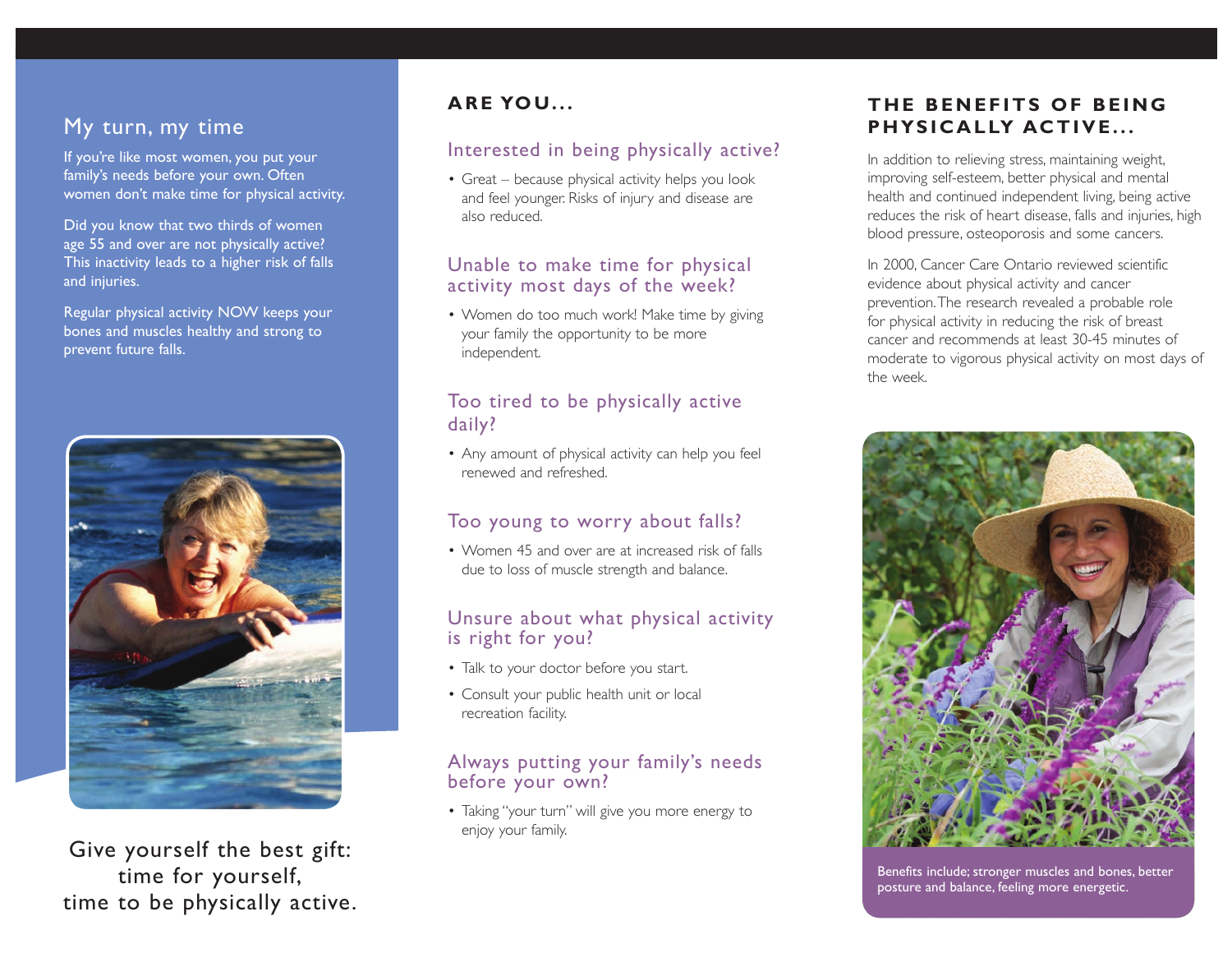## My turn, my time

If you're like most women, you put your family's needs before your own. Often women don't make time for physical activity.

Did you know that two thirds of women age 55 and over are not physically active? This inactivity leads to a higher risk of falls and injuries.

Regular physical activity NOW keeps your bones and muscles healthy and strong to prevent future falls.

Give yourself the best gift:
time for yourself,
time to be physically active.

## ARE YOU...

### Interested in being physically active?

- Great – because physical activity helps you look and feel younger. Risks of injury and disease are also reduced.

### Unable to make time for physical activity most days of the week?

- Women do too much work! Make time by giving your family the opportunity to be more independent.

### Too tired to be physically active daily?

- Any amount of physical activity can help you feel renewed and refreshed.

### Too young to worry about falls?

- Women 45 and over are at increased risk of falls due to loss of muscle strength and balance.

### Unsure about what physical activity is right for you?

- Talk to your doctor before you start.
- Consult your public health unit or local recreation facility.

### Always putting your family's needs before your own?

- Taking "your turn" will give you more energy to enjoy your family.

## THE BENEFITS OF BEING PHYSICALLY ACTIVE...

In addition to relieving stress, maintaining weight, improving self-esteem, better physical and mental health and continued independent living, being active reduces the risk of heart disease, falls and injuries, high blood pressure, osteoporosis and some cancers.

In 2000, Cancer Care Ontario reviewed scientific evidence about physical activity and cancer prevention. The research revealed a probable role for physical activity in reducing the risk of breast cancer and recommends at least 30-45 minutes of moderate to vigorous physical activity on most days of the week.

Benefits include; stronger muscles and bones, better posture and balance, feeling more energetic.